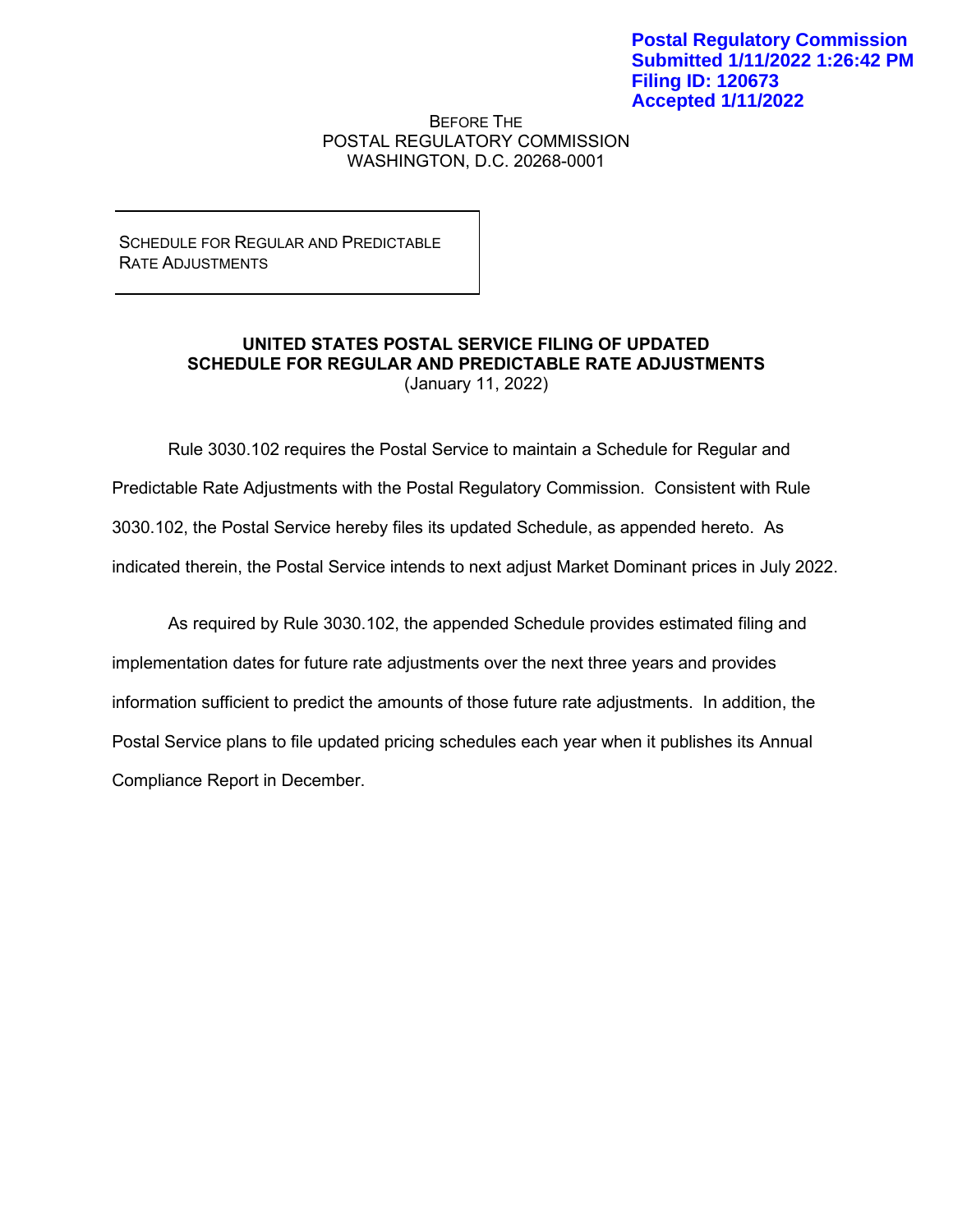**Postal Regulatory Commission**
**Submitted 1/11/2022 1:26:42 PM**
**Filing ID: 120673**
**Accepted 1/11/2022**

BEFORE THE
POSTAL REGULATORY COMMISSION
WASHINGTON, D.C. 20268-0001

| SCHEDULE FOR REGULAR AND PREDICTABLE RATE ADJUSTMENTS |
|---|

**UNITED STATES POSTAL SERVICE FILING OF UPDATED SCHEDULE FOR REGULAR AND PREDICTABLE RATE ADJUSTMENTS**
(January 11, 2022)

Rule 3030.102 requires the Postal Service to maintain a Schedule for Regular and Predictable Rate Adjustments with the Postal Regulatory Commission. Consistent with Rule 3030.102, the Postal Service hereby files its updated Schedule, as appended hereto. As indicated therein, the Postal Service intends to next adjust Market Dominant prices in July 2022.

As required by Rule 3030.102, the appended Schedule provides estimated filing and implementation dates for future rate adjustments over the next three years and provides information sufficient to predict the amounts of those future rate adjustments. In addition, the Postal Service plans to file updated pricing schedules each year when it publishes its Annual Compliance Report in December.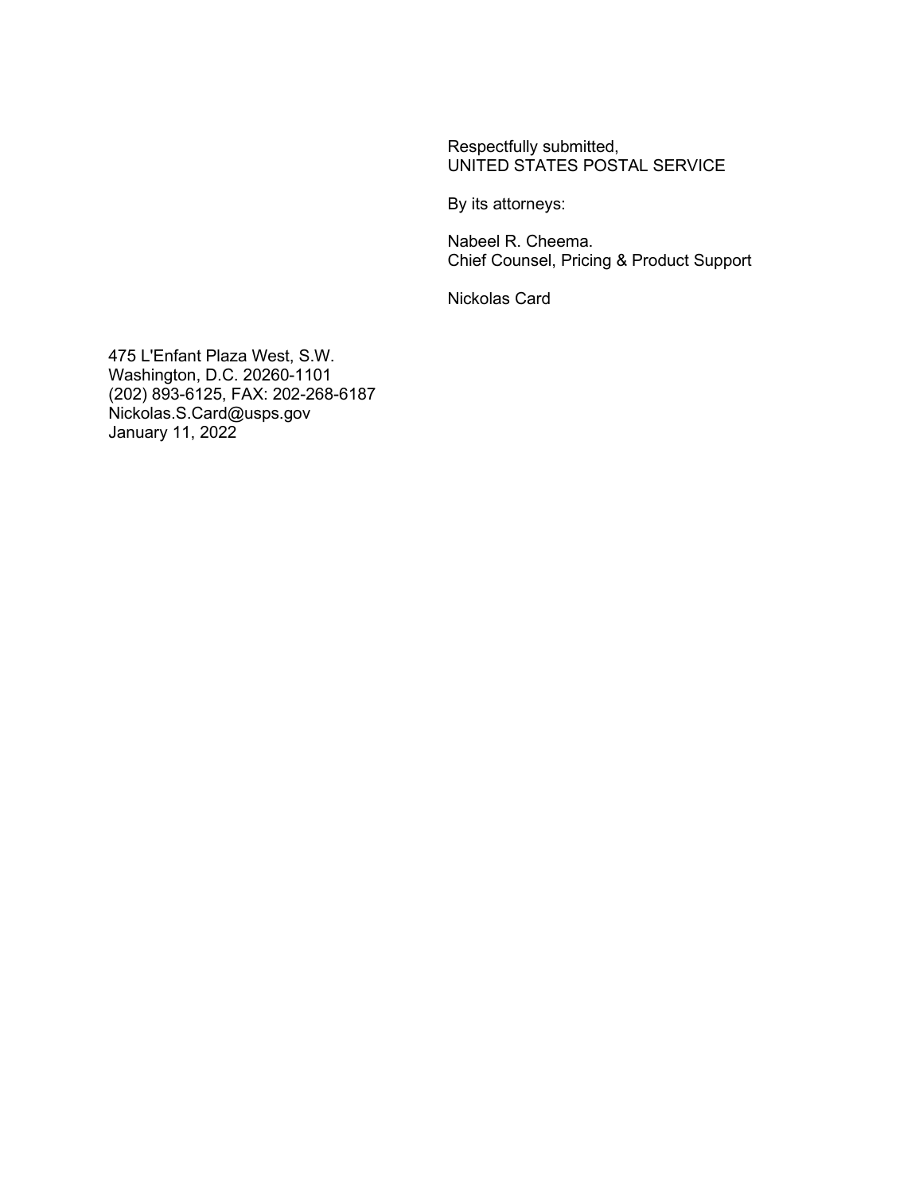Respectfully submitted,
UNITED STATES POSTAL SERVICE

By its attorneys:

Nabeel R. Cheema.
Chief Counsel, Pricing & Product Support

Nickolas Card

475 L'Enfant Plaza West, S.W.
Washington, D.C. 20260-1101
(202) 893-6125, FAX: 202-268-6187
Nickolas.S.Card@usps.gov
January 11, 2022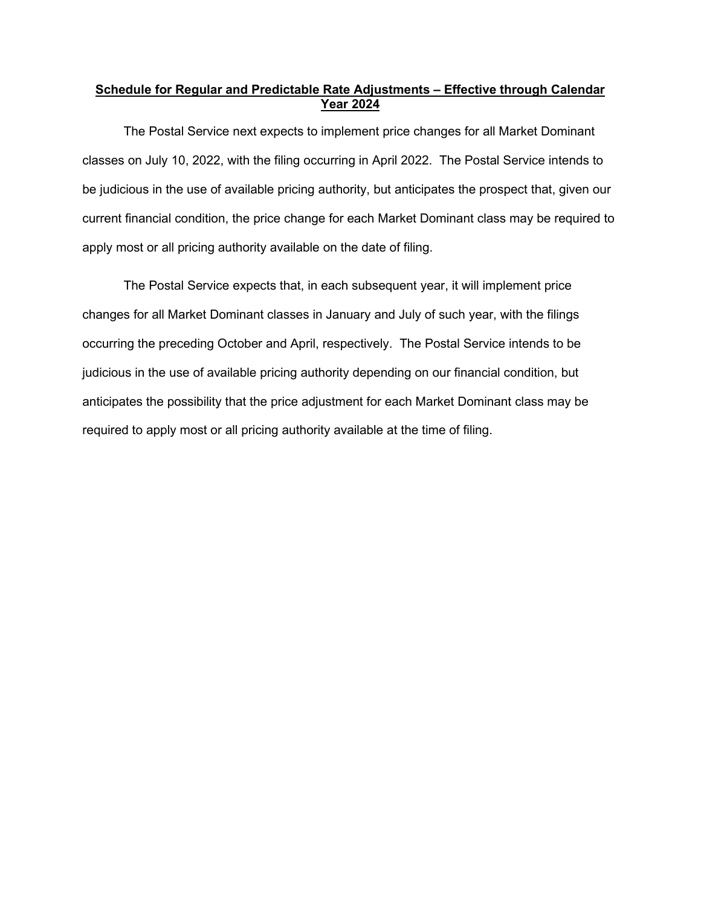**<u>Schedule for Regular and Predictable Rate Adjustments – Effective through Calendar Year 2024</u>**

The Postal Service next expects to implement price changes for all Market Dominant classes on July 10, 2022, with the filing occurring in April 2022. The Postal Service intends to be judicious in the use of available pricing authority, but anticipates the prospect that, given our current financial condition, the price change for each Market Dominant class may be required to apply most or all pricing authority available on the date of filing.

The Postal Service expects that, in each subsequent year, it will implement price changes for all Market Dominant classes in January and July of such year, with the filings occurring the preceding October and April, respectively. The Postal Service intends to be judicious in the use of available pricing authority depending on our financial condition, but anticipates the possibility that the price adjustment for each Market Dominant class may be required to apply most or all pricing authority available at the time of filing.